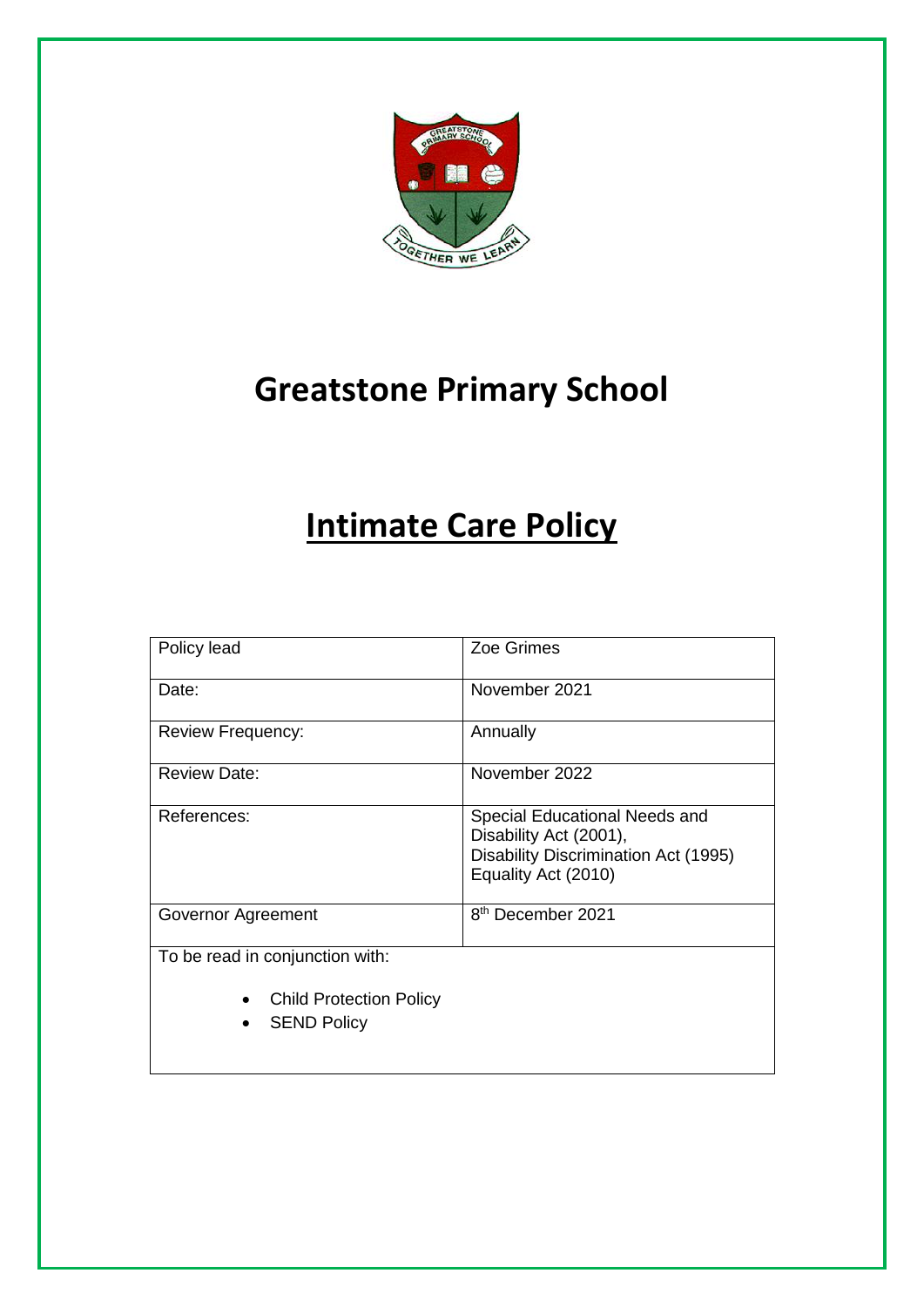# Greatstone Primary School

# Intimate Care Policy

| Policy lead | Zoe Grimes |
| --- | --- |
| Date: | November 2021 |
| Review Frequency: | Annually |
| Review Date: | November 2022 |
| References: | Special Educational Needs and Disability Act (2001), Disability Discrimination Act (1995) Equality Act (2010) |
| Governor Agreement | 8th December 2021 |

To be read in conjunction with:

- Child Protection Policy
- SEND Policy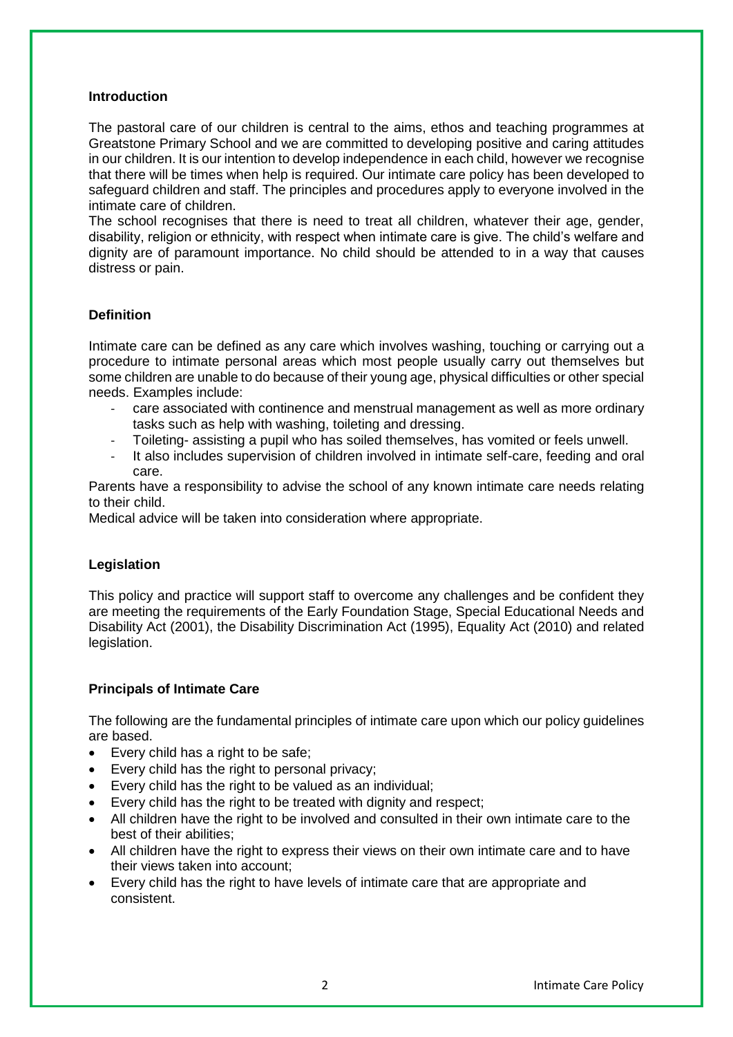### Introduction

The pastoral care of our children is central to the aims, ethos and teaching programmes at Greatstone Primary School and we are committed to developing positive and caring attitudes in our children. It is our intention to develop independence in each child, however we recognise that there will be times when help is required. Our intimate care policy has been developed to safeguard children and staff. The principles and procedures apply to everyone involved in the intimate care of children.

The school recognises that there is need to treat all children, whatever their age, gender, disability, religion or ethnicity, with respect when intimate care is give. The child's welfare and dignity are of paramount importance. No child should be attended to in a way that causes distress or pain.

### Definition

Intimate care can be defined as any care which involves washing, touching or carrying out a procedure to intimate personal areas which most people usually carry out themselves but some children are unable to do because of their young age, physical difficulties or other special needs. Examples include:

- care associated with continence and menstrual management as well as more ordinary tasks such as help with washing, toileting and dressing.
- Toileting- assisting a pupil who has soiled themselves, has vomited or feels unwell.
- It also includes supervision of children involved in intimate self-care, feeding and oral care.

Parents have a responsibility to advise the school of any known intimate care needs relating to their child.

Medical advice will be taken into consideration where appropriate.

### Legislation

This policy and practice will support staff to overcome any challenges and be confident they are meeting the requirements of the Early Foundation Stage, Special Educational Needs and Disability Act (2001), the Disability Discrimination Act (1995), Equality Act (2010) and related legislation.

### Principals of Intimate Care

The following are the fundamental principles of intimate care upon which our policy guidelines are based.

- Every child has a right to be safe;
- Every child has the right to personal privacy;
- Every child has the right to be valued as an individual;
- Every child has the right to be treated with dignity and respect;
- All children have the right to be involved and consulted in their own intimate care to the best of their abilities;
- All children have the right to express their views on their own intimate care and to have their views taken into account;
- Every child has the right to have levels of intimate care that are appropriate and consistent.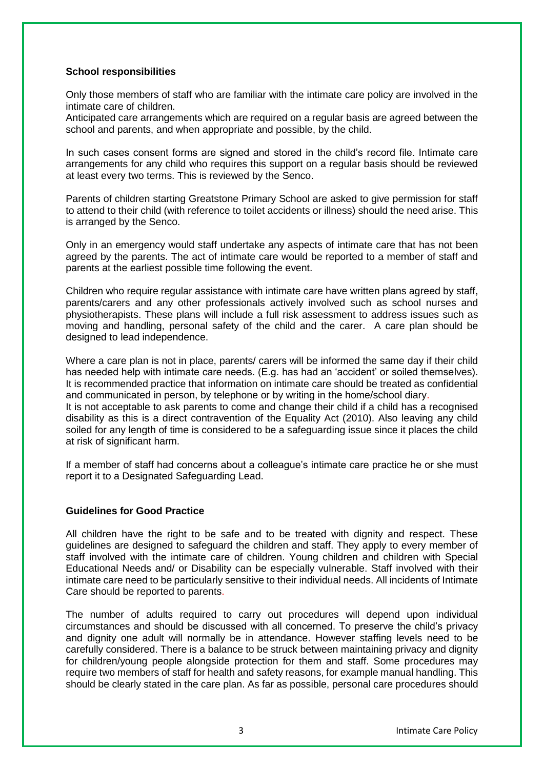**School responsibilities**

Only those members of staff who are familiar with the intimate care policy are involved in the intimate care of children.
Anticipated care arrangements which are required on a regular basis are agreed between the school and parents, and when appropriate and possible, by the child.

In such cases consent forms are signed and stored in the child's record file. Intimate care arrangements for any child who requires this support on a regular basis should be reviewed at least every two terms. This is reviewed by the Senco.

Parents of children starting Greatstone Primary School are asked to give permission for staff to attend to their child (with reference to toilet accidents or illness) should the need arise. This is arranged by the Senco.

Only in an emergency would staff undertake any aspects of intimate care that has not been agreed by the parents. The act of intimate care would be reported to a member of staff and parents at the earliest possible time following the event.

Children who require regular assistance with intimate care have written plans agreed by staff, parents/carers and any other professionals actively involved such as school nurses and physiotherapists. These plans will include a full risk assessment to address issues such as moving and handling, personal safety of the child and the carer. A care plan should be designed to lead independence.

Where a care plan is not in place, parents/ carers will be informed the same day if their child has needed help with intimate care needs. (E.g. has had an 'accident' or soiled themselves). It is recommended practice that information on intimate care should be treated as confidential and communicated in person, by telephone or by writing in the home/school diary.
It is not acceptable to ask parents to come and change their child if a child has a recognised disability as this is a direct contravention of the Equality Act (2010). Also leaving any child soiled for any length of time is considered to be a safeguarding issue since it places the child at risk of significant harm.

If a member of staff had concerns about a colleague's intimate care practice he or she must report it to a Designated Safeguarding Lead.

**Guidelines for Good Practice**

All children have the right to be safe and to be treated with dignity and respect. These guidelines are designed to safeguard the children and staff. They apply to every member of staff involved with the intimate care of children. Young children and children with Special Educational Needs and/ or Disability can be especially vulnerable. Staff involved with their intimate care need to be particularly sensitive to their individual needs. All incidents of Intimate Care should be reported to parents.

The number of adults required to carry out procedures will depend upon individual circumstances and should be discussed with all concerned. To preserve the child's privacy and dignity one adult will normally be in attendance. However staffing levels need to be carefully considered. There is a balance to be struck between maintaining privacy and dignity for children/young people alongside protection for them and staff. Some procedures may require two members of staff for health and safety reasons, for example manual handling. This should be clearly stated in the care plan. As far as possible, personal care procedures should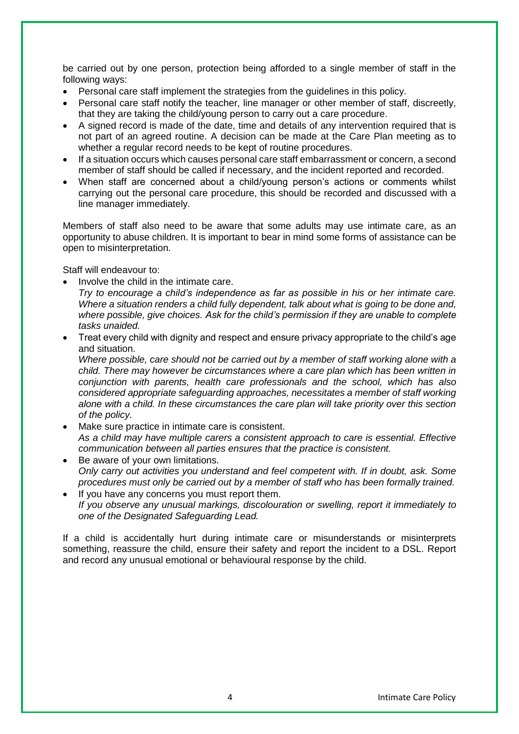be carried out by one person, protection being afforded to a single member of staff in the following ways:

- Personal care staff implement the strategies from the guidelines in this policy.
- Personal care staff notify the teacher, line manager or other member of staff, discreetly, that they are taking the child/young person to carry out a care procedure.
- A signed record is made of the date, time and details of any intervention required that is not part of an agreed routine. A decision can be made at the Care Plan meeting as to whether a regular record needs to be kept of routine procedures.
- If a situation occurs which causes personal care staff embarrassment or concern, a second member of staff should be called if necessary, and the incident reported and recorded.
- When staff are concerned about a child/young person's actions or comments whilst carrying out the personal care procedure, this should be recorded and discussed with a line manager immediately.

Members of staff also need to be aware that some adults may use intimate care, as an opportunity to abuse children. It is important to bear in mind some forms of assistance can be open to misinterpretation.

Staff will endeavour to:

- Involve the child in the intimate care.
  *Try to encourage a child's independence as far as possible in his or her intimate care. Where a situation renders a child fully dependent, talk about what is going to be done and, where possible, give choices. Ask for the child's permission if they are unable to complete tasks unaided.*
- Treat every child with dignity and respect and ensure privacy appropriate to the child's age and situation.
  *Where possible, care should not be carried out by a member of staff working alone with a child. There may however be circumstances where a care plan which has been written in conjunction with parents, health care professionals and the school, which has also considered appropriate safeguarding approaches, necessitates a member of staff working alone with a child. In these circumstances the care plan will take priority over this section of the policy.*
- Make sure practice in intimate care is consistent.
  *As a child may have multiple carers a consistent approach to care is essential. Effective communication between all parties ensures that the practice is consistent.*
- Be aware of your own limitations.
  *Only carry out activities you understand and feel competent with. If in doubt, ask. Some procedures must only be carried out by a member of staff who has been formally trained.*
- If you have any concerns you must report them.
  *If you observe any unusual markings, discolouration or swelling, report it immediately to one of the Designated Safeguarding Lead.*

If a child is accidentally hurt during intimate care or misunderstands or misinterprets something, reassure the child, ensure their safety and report the incident to a DSL. Report and record any unusual emotional or behavioural response by the child.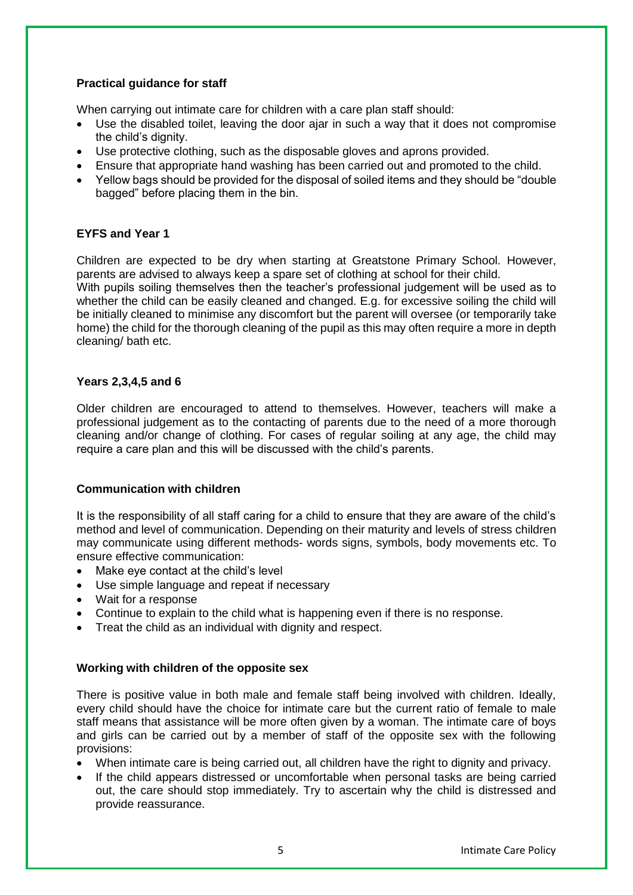**Practical guidance for staff**

When carrying out intimate care for children with a care plan staff should:

- Use the disabled toilet, leaving the door ajar in such a way that it does not compromise the child's dignity.
- Use protective clothing, such as the disposable gloves and aprons provided.
- Ensure that appropriate hand washing has been carried out and promoted to the child.
- Yellow bags should be provided for the disposal of soiled items and they should be "double bagged" before placing them in the bin.

**EYFS and Year 1**

Children are expected to be dry when starting at Greatstone Primary School. However, parents are advised to always keep a spare set of clothing at school for their child.
With pupils soiling themselves then the teacher's professional judgement will be used as to whether the child can be easily cleaned and changed. E.g. for excessive soiling the child will be initially cleaned to minimise any discomfort but the parent will oversee (or temporarily take home) the child for the thorough cleaning of the pupil as this may often require a more in depth cleaning/ bath etc.

**Years 2,3,4,5 and 6**

Older children are encouraged to attend to themselves. However, teachers will make a professional judgement as to the contacting of parents due to the need of a more thorough cleaning and/or change of clothing. For cases of regular soiling at any age, the child may require a care plan and this will be discussed with the child's parents.

**Communication with children**

It is the responsibility of all staff caring for a child to ensure that they are aware of the child's method and level of communication. Depending on their maturity and levels of stress children may communicate using different methods- words signs, symbols, body movements etc. To ensure effective communication:

- Make eye contact at the child's level
- Use simple language and repeat if necessary
- Wait for a response
- Continue to explain to the child what is happening even if there is no response.
- Treat the child as an individual with dignity and respect.

**Working with children of the opposite sex**

There is positive value in both male and female staff being involved with children. Ideally, every child should have the choice for intimate care but the current ratio of female to male staff means that assistance will be more often given by a woman. The intimate care of boys and girls can be carried out by a member of staff of the opposite sex with the following provisions:

- When intimate care is being carried out, all children have the right to dignity and privacy.
- If the child appears distressed or uncomfortable when personal tasks are being carried out, the care should stop immediately. Try to ascertain why the child is distressed and provide reassurance.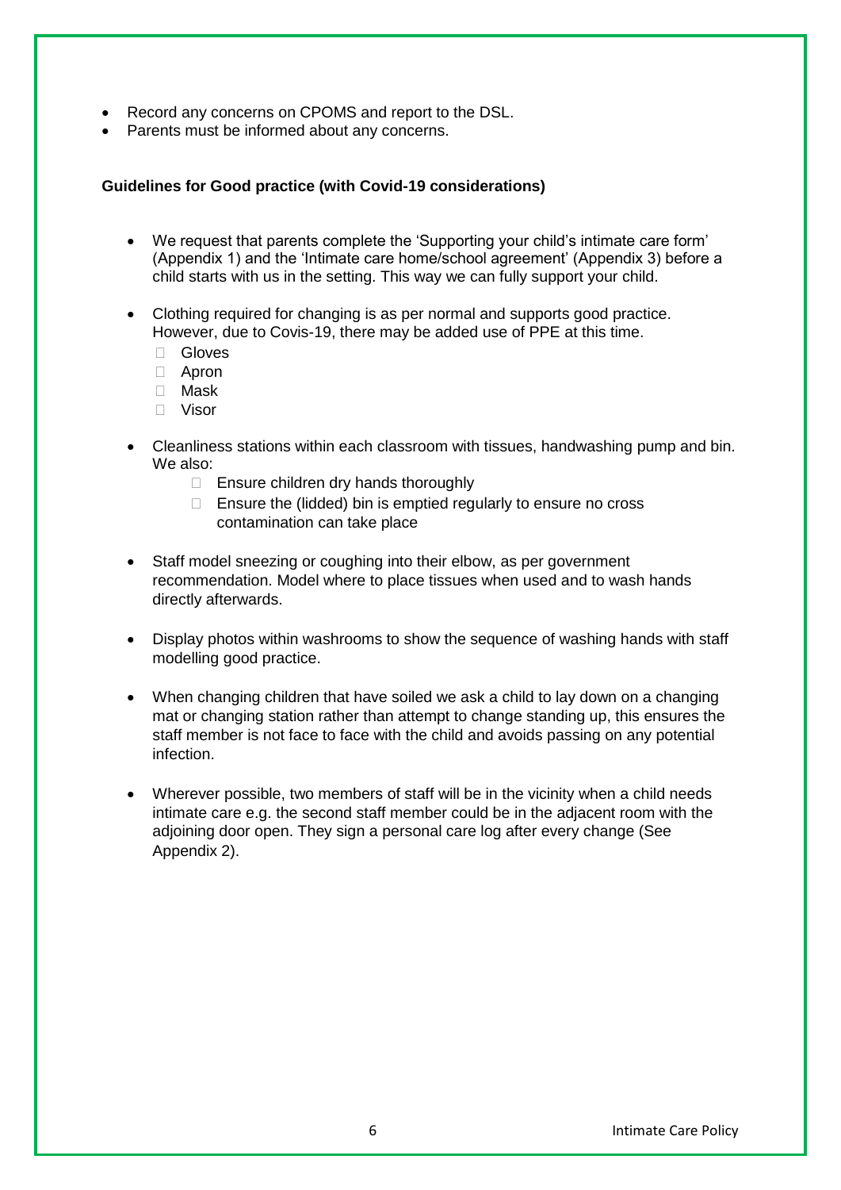- Record any concerns on CPOMS and report to the DSL.
- Parents must be informed about any concerns.

**Guidelines for Good practice (with Covid-19 considerations)**

- We request that parents complete the 'Supporting your child's intimate care form' (Appendix 1) and the 'Intimate care home/school agreement' (Appendix 3) before a child starts with us in the setting. This way we can fully support your child.

- Clothing required for changing is as per normal and supports good practice. However, due to Covis-19, there may be added use of PPE at this time.
  - Gloves
  - Apron
  - Mask
  - Visor

- Cleanliness stations within each classroom with tissues, handwashing pump and bin. We also:
  - Ensure children dry hands thoroughly
  - Ensure the (lidded) bin is emptied regularly to ensure no cross contamination can take place

- Staff model sneezing or coughing into their elbow, as per government recommendation. Model where to place tissues when used and to wash hands directly afterwards.

- Display photos within washrooms to show the sequence of washing hands with staff modelling good practice.

- When changing children that have soiled we ask a child to lay down on a changing mat or changing station rather than attempt to change standing up, this ensures the staff member is not face to face with the child and avoids passing on any potential infection.

- Wherever possible, two members of staff will be in the vicinity when a child needs intimate care e.g. the second staff member could be in the adjacent room with the adjoining door open. They sign a personal care log after every change (See Appendix 2).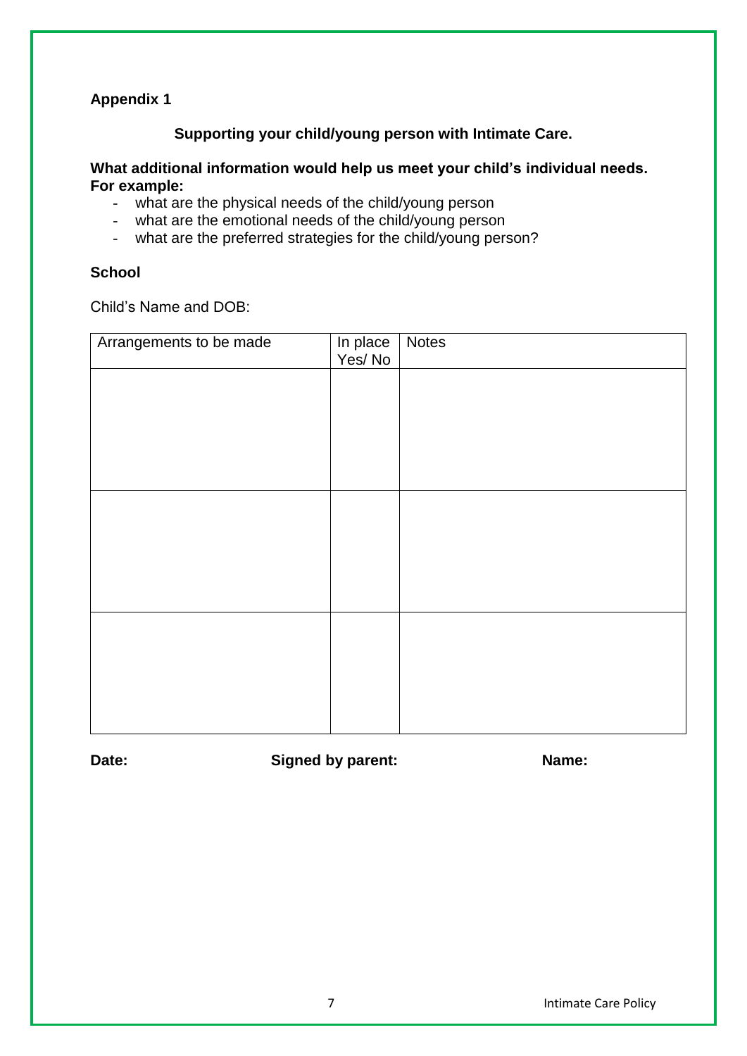**Appendix 1**

**Supporting your child/young person with Intimate Care.**

**What additional information would help us meet your child's individual needs. For example:**

- what are the physical needs of the child/young person
- what are the emotional needs of the child/young person
- what are the preferred strategies for the child/young person?

**School**

Child's Name and DOB:

| Arrangements to be made | In place Yes/ No | Notes |
|---|---|---|
| | | |
| | | |
| | | |

**Date:** **Signed by parent:** **Name:**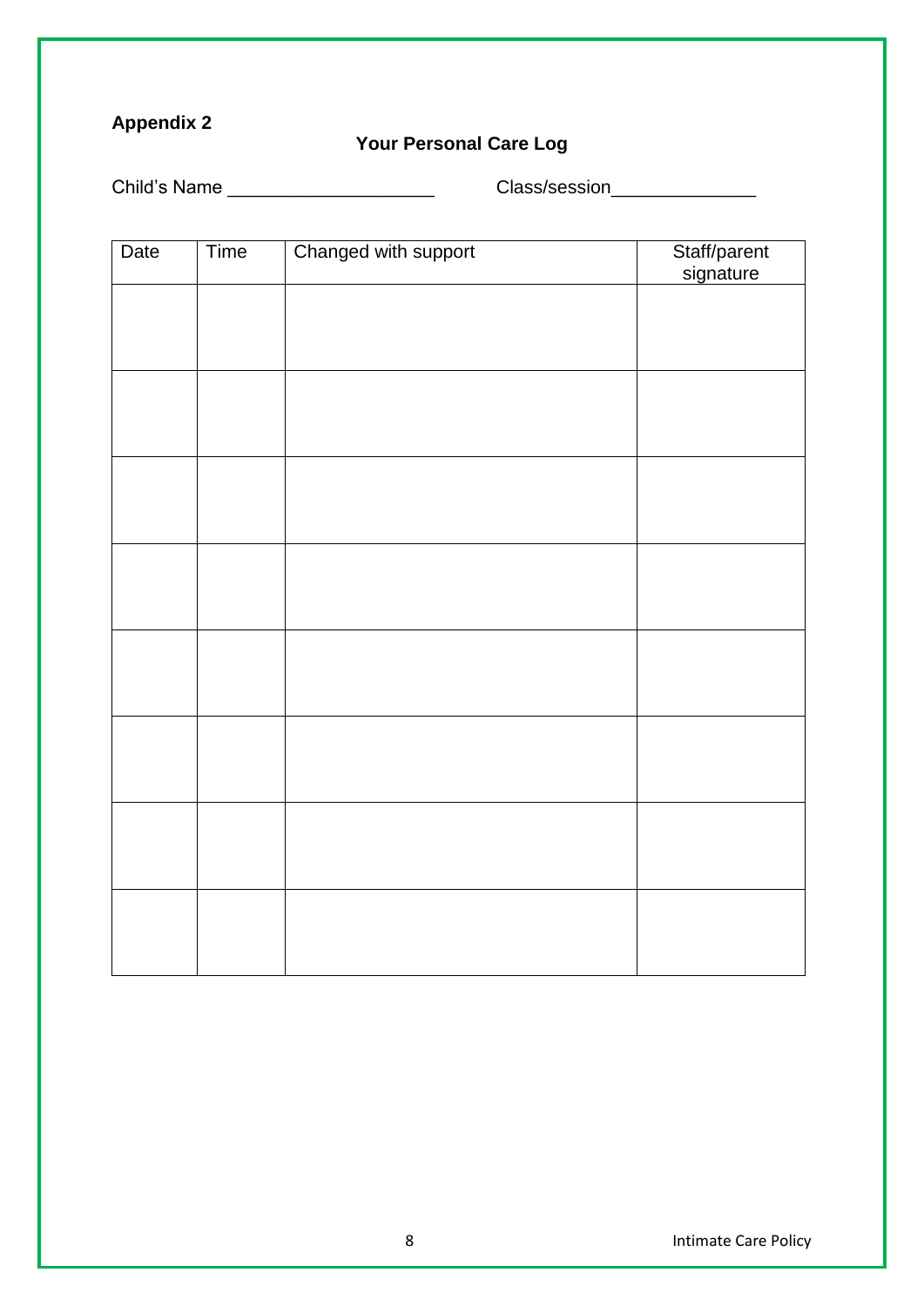**Appendix 2**

## Your Personal Care Log

Child's Name ___________________ Class/session_____________

| Date | Time | Changed with support | Staff/parent signature |
|---|---|---|---|
| | | | |
| | | | |
| | | | |
| | | | |
| | | | |
| | | | |
| | | | |
| | | | |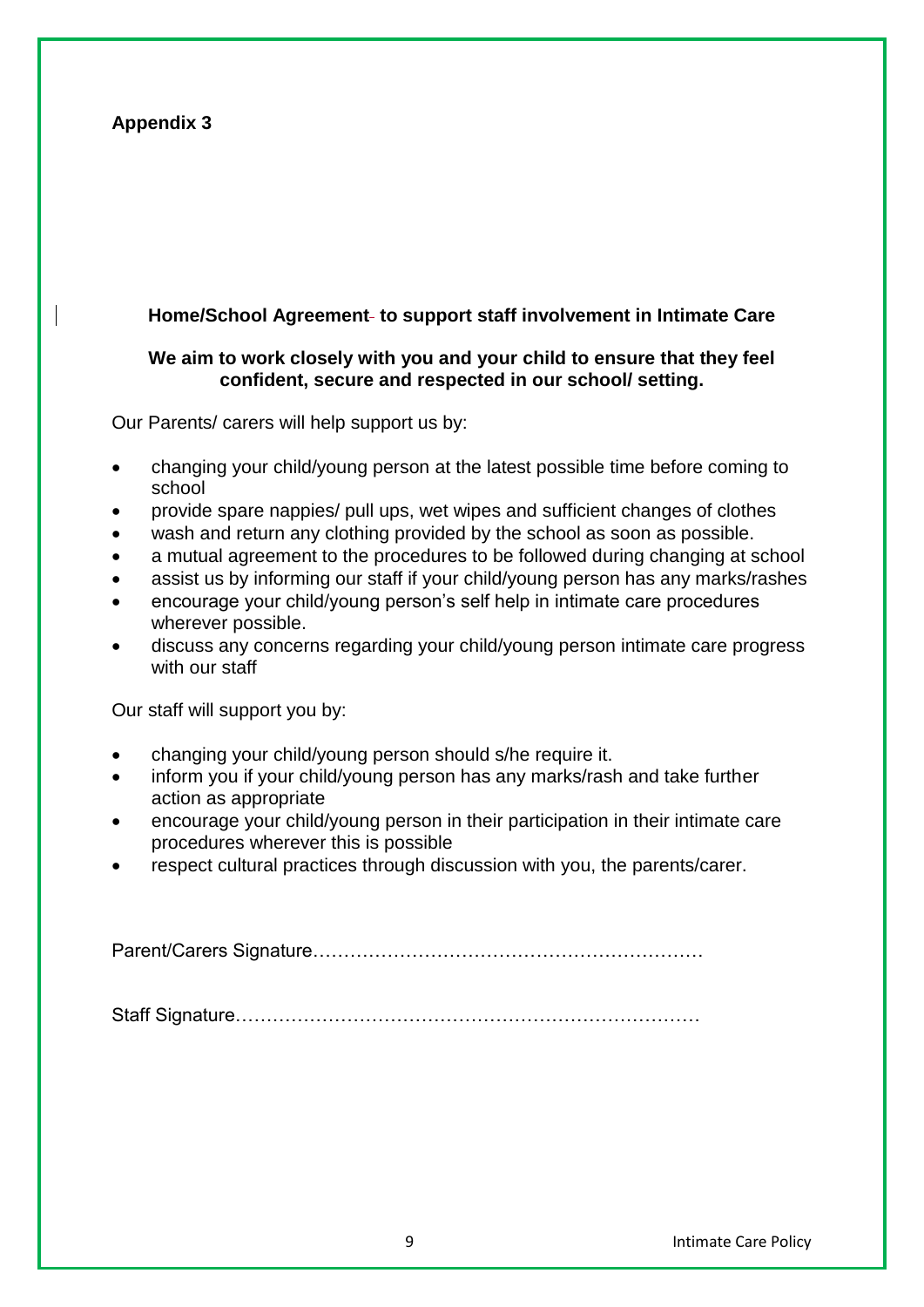**Appendix 3**

**Home/School Agreement to support staff involvement in Intimate Care**

**We aim to work closely with you and your child to ensure that they feel confident, secure and respected in our school/ setting.**

Our Parents/ carers will help support us by:

- changing your child/young person at the latest possible time before coming to school
- provide spare nappies/ pull ups, wet wipes and sufficient changes of clothes
- wash and return any clothing provided by the school as soon as possible.
- a mutual agreement to the procedures to be followed during changing at school
- assist us by informing our staff if your child/young person has any marks/rashes
- encourage your child/young person's self help in intimate care procedures wherever possible.
- discuss any concerns regarding your child/young person intimate care progress with our staff

Our staff will support you by:

- changing your child/young person should s/he require it.
- inform you if your child/young person has any marks/rash and take further action as appropriate
- encourage your child/young person in their participation in their intimate care procedures wherever this is possible
- respect cultural practices through discussion with you, the parents/carer.

Parent/Carers Signature………………………………………………………

Staff Signature…………………………………………………………………